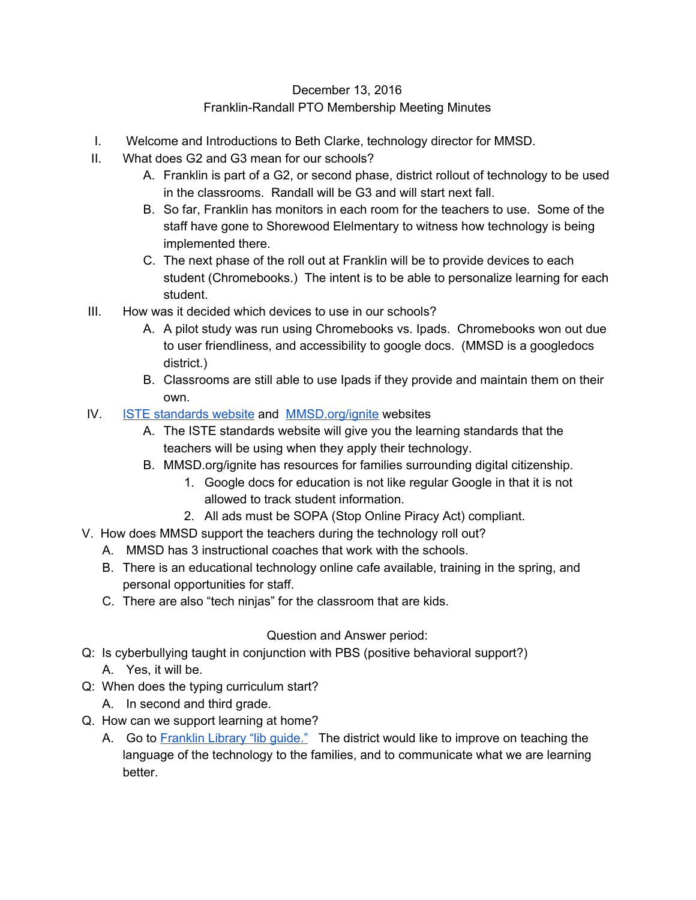December 13, 2016

Franklin-Randall PTO Membership Meeting Minutes

I. Welcome and Introductions to Beth Clarke, technology director for MMSD.

II. What does G2 and G3 mean for our schools?
   - A. Franklin is part of a G2, or second phase, district rollout of technology to be used in the classrooms. Randall will be G3 and will start next fall.
   - B. So far, Franklin has monitors in each room for the teachers to use. Some of the staff have gone to Shorewood Elelmentary to witness how technology is being implemented there.
   - C. The next phase of the roll out at Franklin will be to provide devices to each student (Chromebooks.) The intent is to be able to personalize learning for each student.

III. How was it decided which devices to use in our schools?
   - A. A pilot study was run using Chromebooks vs. Ipads. Chromebooks won out due to user friendliness, and accessibility to google docs. (MMSD is a googledocs district.)
   - B. Classrooms are still able to use Ipads if they provide and maintain them on their own.

IV. ISTE standards website and MMSD.org/ignite websites
   - A. The ISTE standards website will give you the learning standards that the teachers will be using when they apply their technology.
   - B. MMSD.org/ignite has resources for families surrounding digital citizenship.
     1. Google docs for education is not like regular Google in that it is not allowed to track student information.
     2. All ads must be SOPA (Stop Online Piracy Act) compliant.

V. How does MMSD support the teachers during the technology roll out?
   - A. MMSD has 3 instructional coaches that work with the schools.
   - B. There is an educational technology online cafe available, training in the spring, and personal opportunities for staff.
   - C. There are also "tech ninjas" for the classroom that are kids.

Question and Answer period:

Q: Is cyberbullying taught in conjunction with PBS (positive behavioral support?)
   A. Yes, it will be.

Q: When does the typing curriculum start?
   A. In second and third grade.

Q. How can we support learning at home?
   A. Go to Franklin Library "lib guide." The district would like to improve on teaching the language of the technology to the families, and to communicate what we are learning better.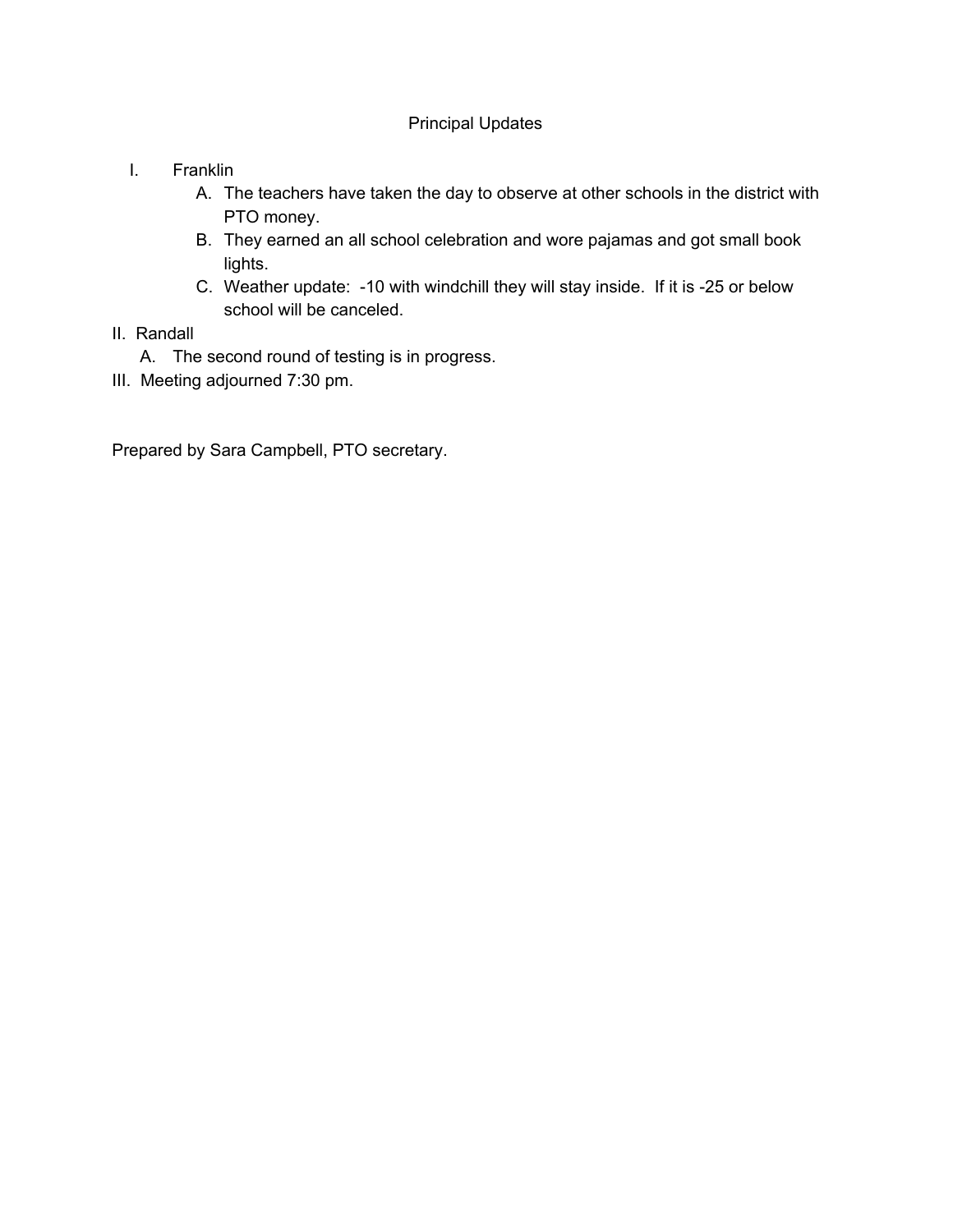## Principal Updates

I. Franklin
   A. The teachers have taken the day to observe at other schools in the district with PTO money.
   B. They earned an all school celebration and wore pajamas and got small book lights.
   C. Weather update: -10 with windchill they will stay inside. If it is -25 or below school will be canceled.

II. Randall
   A. The second round of testing is in progress.

III. Meeting adjourned 7:30 pm.

Prepared by Sara Campbell, PTO secretary.